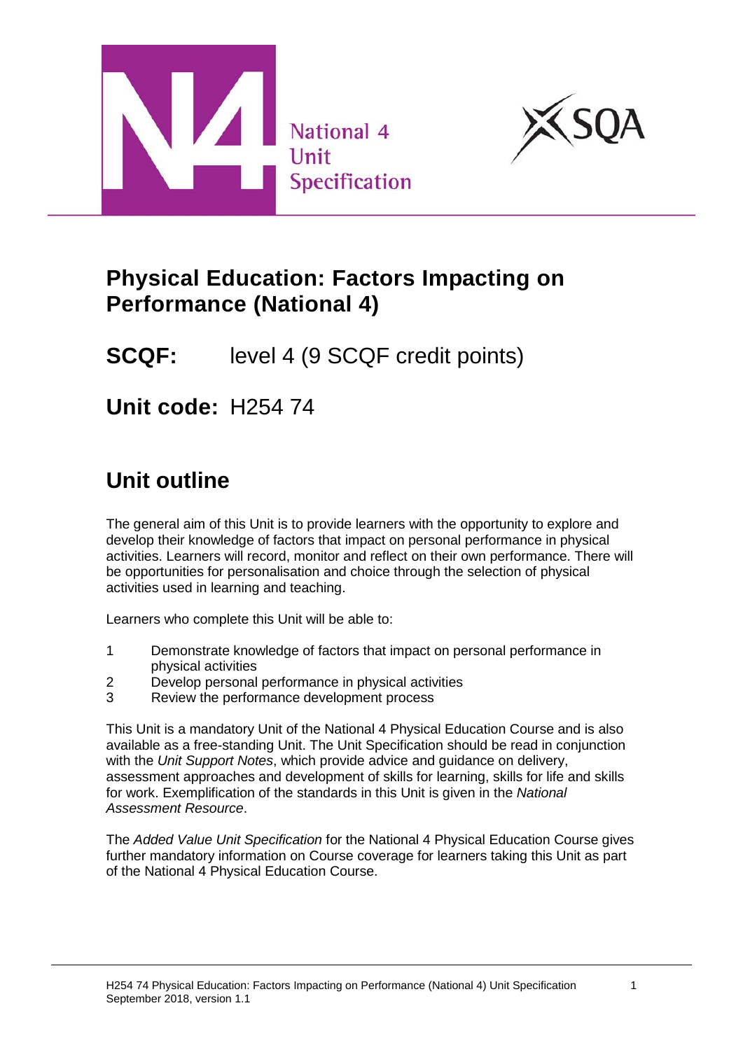National 4
Unit
Specification

# Physical Education: Factors Impacting on Performance (National 4)

**SCQF:** level 4 (9 SCQF credit points)

**Unit code:** H254 74

## Unit outline

The general aim of this Unit is to provide learners with the opportunity to explore and develop their knowledge of factors that impact on personal performance in physical activities. Learners will record, monitor and reflect on their own performance. There will be opportunities for personalisation and choice through the selection of physical activities used in learning and teaching.

Learners who complete this Unit will be able to:

1. Demonstrate knowledge of factors that impact on personal performance in physical activities
2. Develop personal performance in physical activities
3. Review the performance development process

This Unit is a mandatory Unit of the National 4 Physical Education Course and is also available as a free-standing Unit. The Unit Specification should be read in conjunction with the *Unit Support Notes*, which provide advice and guidance on delivery, assessment approaches and development of skills for learning, skills for life and skills for work. Exemplification of the standards in this Unit is given in the *National Assessment Resource*.

The *Added Value Unit Specification* for the National 4 Physical Education Course gives further mandatory information on Course coverage for learners taking this Unit as part of the National 4 Physical Education Course.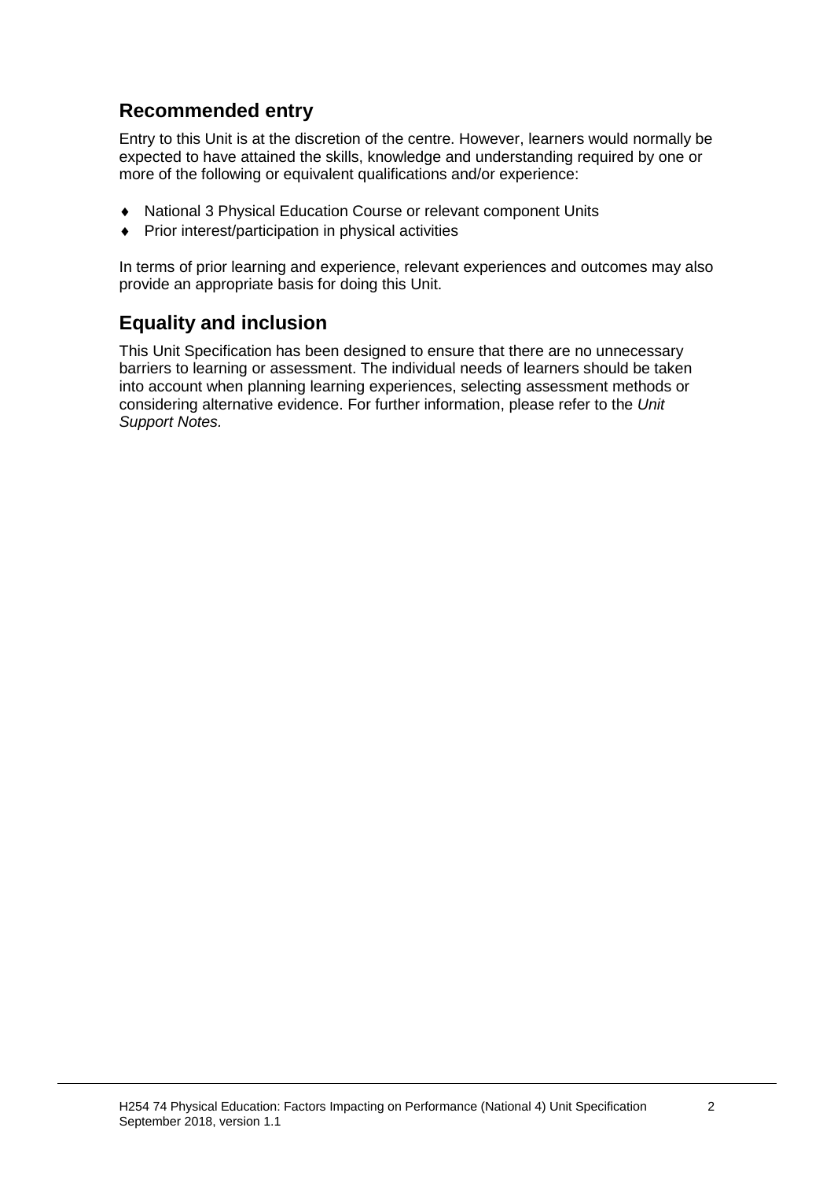## Recommended entry

Entry to this Unit is at the discretion of the centre. However, learners would normally be expected to have attained the skills, knowledge and understanding required by one or more of the following or equivalent qualifications and/or experience:

- National 3 Physical Education Course or relevant component Units
- Prior interest/participation in physical activities

In terms of prior learning and experience, relevant experiences and outcomes may also provide an appropriate basis for doing this Unit.

## Equality and inclusion

This Unit Specification has been designed to ensure that there are no unnecessary barriers to learning or assessment. The individual needs of learners should be taken into account when planning learning experiences, selecting assessment methods or considering alternative evidence. For further information, please refer to the *Unit Support Notes.*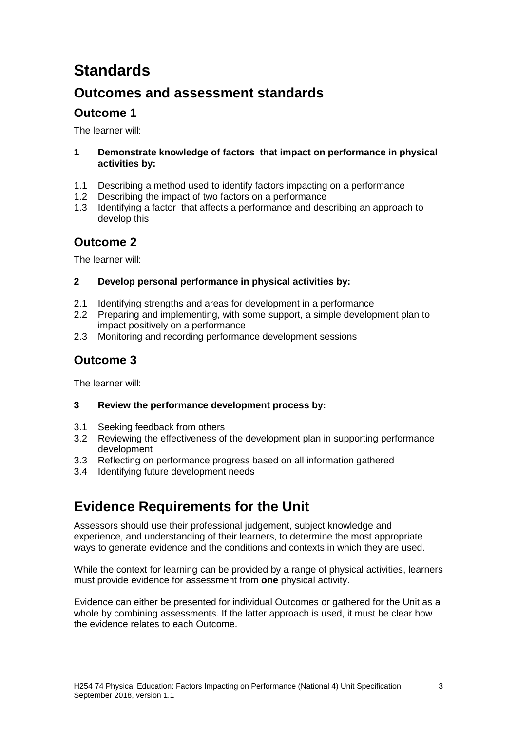# Standards

## Outcomes and assessment standards

### Outcome 1

The learner will:

**1 Demonstrate knowledge of factors that impact on performance in physical activities by:**

1.1 Describing a method used to identify factors impacting on a performance
1.2 Describing the impact of two factors on a performance
1.3 Identifying a factor that affects a performance and describing an approach to develop this

### Outcome 2

The learner will:

**2 Develop personal performance in physical activities by:**

2.1 Identifying strengths and areas for development in a performance
2.2 Preparing and implementing, with some support, a simple development plan to impact positively on a performance
2.3 Monitoring and recording performance development sessions

### Outcome 3

The learner will:

**3 Review the performance development process by:**

3.1 Seeking feedback from others
3.2 Reviewing the effectiveness of the development plan in supporting performance development
3.3 Reflecting on performance progress based on all information gathered
3.4 Identifying future development needs

## Evidence Requirements for the Unit

Assessors should use their professional judgement, subject knowledge and experience, and understanding of their learners, to determine the most appropriate ways to generate evidence and the conditions and contexts in which they are used.

While the context for learning can be provided by a range of physical activities, learners must provide evidence for assessment from **one** physical activity.

Evidence can either be presented for individual Outcomes or gathered for the Unit as a whole by combining assessments. If the latter approach is used, it must be clear how the evidence relates to each Outcome.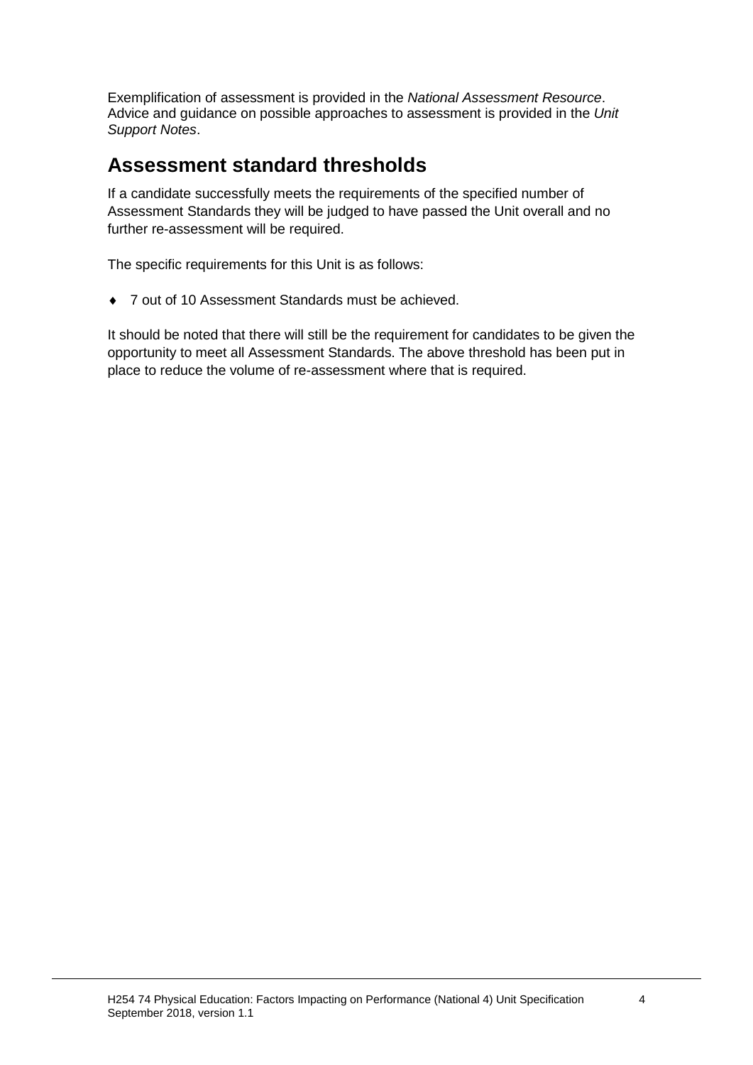Exemplification of assessment is provided in the *National Assessment Resource*. Advice and guidance on possible approaches to assessment is provided in the *Unit Support Notes*.

## Assessment standard thresholds

If a candidate successfully meets the requirements of the specified number of Assessment Standards they will be judged to have passed the Unit overall and no further re-assessment will be required.

The specific requirements for this Unit is as follows:

- 7 out of 10 Assessment Standards must be achieved.

It should be noted that there will still be the requirement for candidates to be given the opportunity to meet all Assessment Standards. The above threshold has been put in place to reduce the volume of re-assessment where that is required.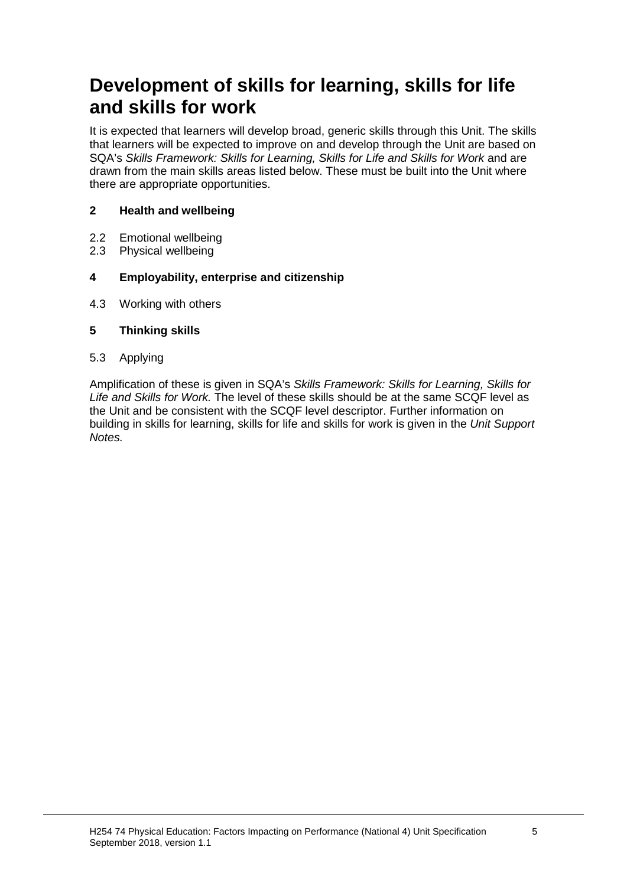# Development of skills for learning, skills for life and skills for work

It is expected that learners will develop broad, generic skills through this Unit. The skills that learners will be expected to improve on and develop through the Unit are based on SQA's *Skills Framework: Skills for Learning, Skills for Life and Skills for Work* and are drawn from the main skills areas listed below. These must be built into the Unit where there are appropriate opportunities.

**2 Health and wellbeing**

2.2 Emotional wellbeing
2.3 Physical wellbeing

**4 Employability, enterprise and citizenship**

4.3 Working with others

**5 Thinking skills**

5.3 Applying

Amplification of these is given in SQA's *Skills Framework: Skills for Learning, Skills for Life and Skills for Work.* The level of these skills should be at the same SCQF level as the Unit and be consistent with the SCQF level descriptor. Further information on building in skills for learning, skills for life and skills for work is given in the *Unit Support Notes.*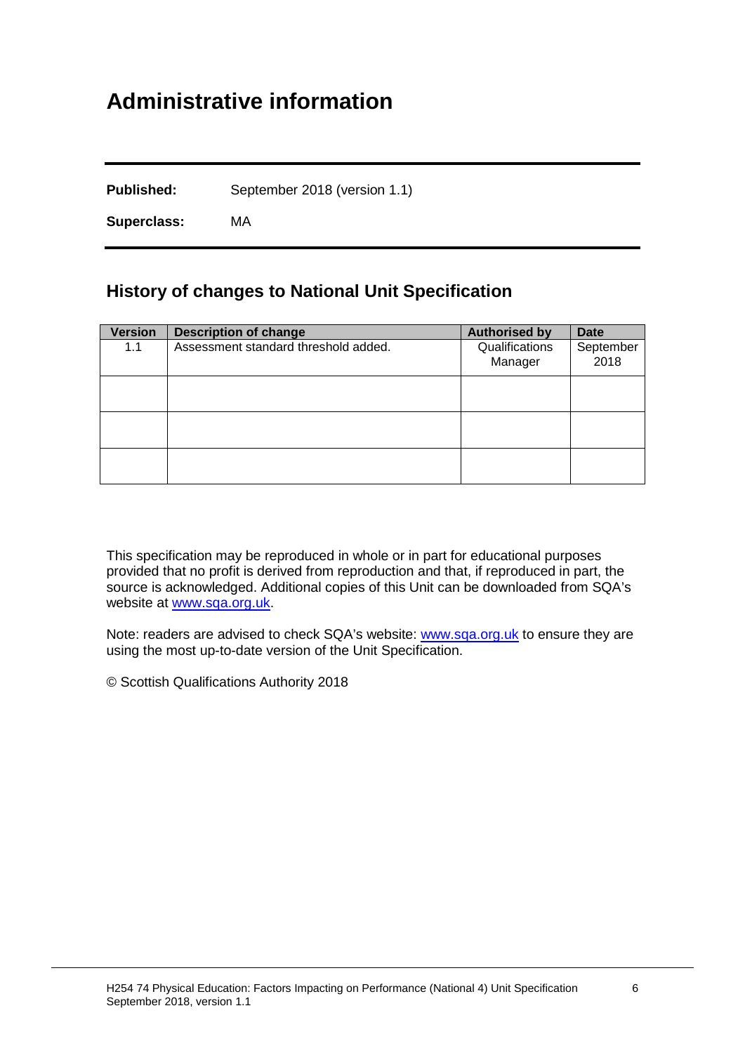# Administrative information

**Published:** September 2018 (version 1.1)

**Superclass:** MA

## History of changes to National Unit Specification

| Version | Description of change | Authorised by | Date |
|---|---|---|---|
| 1.1 | Assessment standard threshold added. | Qualifications Manager | September 2018 |
| | | | |
| | | | |
| | | | |

This specification may be reproduced in whole or in part for educational purposes provided that no profit is derived from reproduction and that, if reproduced in part, the source is acknowledged. Additional copies of this Unit can be downloaded from SQA's website at www.sqa.org.uk.

Note: readers are advised to check SQA's website: www.sqa.org.uk to ensure they are using the most up-to-date version of the Unit Specification.

© Scottish Qualifications Authority 2018